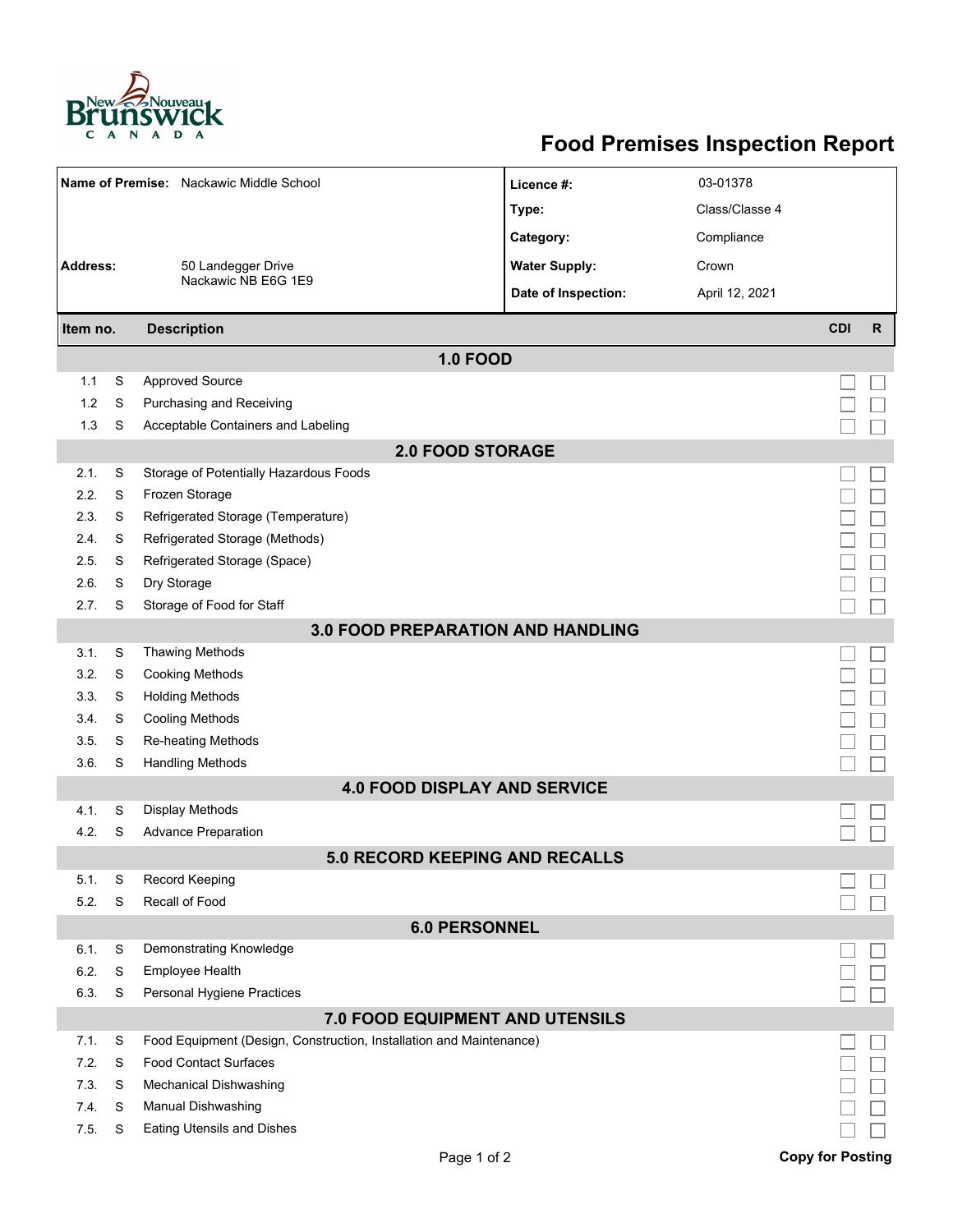# Food Premises Inspection Report

| | | | |
|---|---|---|---|
| **Name of Premise:** | Nackawic Middle School | **Licence #:** | 03-01378 |
| | | **Type:** | Class/Classe 4 |
| | | **Category:** | Compliance |
| **Address:** | 50 Landegger Drive<br>Nackawic NB E6G 1E9 | **Water Supply:** | Crown |
| | | **Date of Inspection:** | April 12, 2021 |

| Item no. | | Description | CDI | R |
|---|---|---|---|---|
| | | **1.0 FOOD** | | |
| 1.1 | S | Approved Source | ☐ | ☐ |
| 1.2 | S | Purchasing and Receiving | ☐ | ☐ |
| 1.3 | S | Acceptable Containers and Labeling | ☐ | ☐ |
| | | **2.0 FOOD STORAGE** | | |
| 2.1. | S | Storage of Potentially Hazardous Foods | ☐ | ☐ |
| 2.2. | S | Frozen Storage | ☐ | ☐ |
| 2.3. | S | Refrigerated Storage (Temperature) | ☐ | ☐ |
| 2.4. | S | Refrigerated Storage (Methods) | ☐ | ☐ |
| 2.5. | S | Refrigerated Storage (Space) | ☐ | ☐ |
| 2.6. | S | Dry Storage | ☐ | ☐ |
| 2.7. | S | Storage of Food for Staff | ☐ | ☐ |
| | | **3.0 FOOD PREPARATION AND HANDLING** | | |
| 3.1. | S | Thawing Methods | ☐ | ☐ |
| 3.2. | S | Cooking Methods | ☐ | ☐ |
| 3.3. | S | Holding Methods | ☐ | ☐ |
| 3.4. | S | Cooling Methods | ☐ | ☐ |
| 3.5. | S | Re-heating Methods | ☐ | ☐ |
| 3.6. | S | Handling Methods | ☐ | ☐ |
| | | **4.0 FOOD DISPLAY AND SERVICE** | | |
| 4.1. | S | Display Methods | ☐ | ☐ |
| 4.2. | S | Advance Preparation | ☐ | ☐ |
| | | **5.0 RECORD KEEPING AND RECALLS** | | |
| 5.1. | S | Record Keeping | ☐ | ☐ |
| 5.2. | S | Recall of Food | ☐ | ☐ |
| | | **6.0 PERSONNEL** | | |
| 6.1. | S | Demonstrating Knowledge | ☐ | ☐ |
| 6.2. | S | Employee Health | ☐ | ☐ |
| 6.3. | S | Personal Hygiene Practices | ☐ | ☐ |
| | | **7.0 FOOD EQUIPMENT AND UTENSILS** | | |
| 7.1. | S | Food Equipment (Design, Construction, Installation and Maintenance) | ☐ | ☐ |
| 7.2. | S | Food Contact Surfaces | ☐ | ☐ |
| 7.3. | S | Mechanical Dishwashing | ☐ | ☐ |
| 7.4. | S | Manual Dishwashing | ☐ | ☐ |
| 7.5. | S | Eating Utensils and Dishes | ☐ | ☐ |

**Copy for Posting**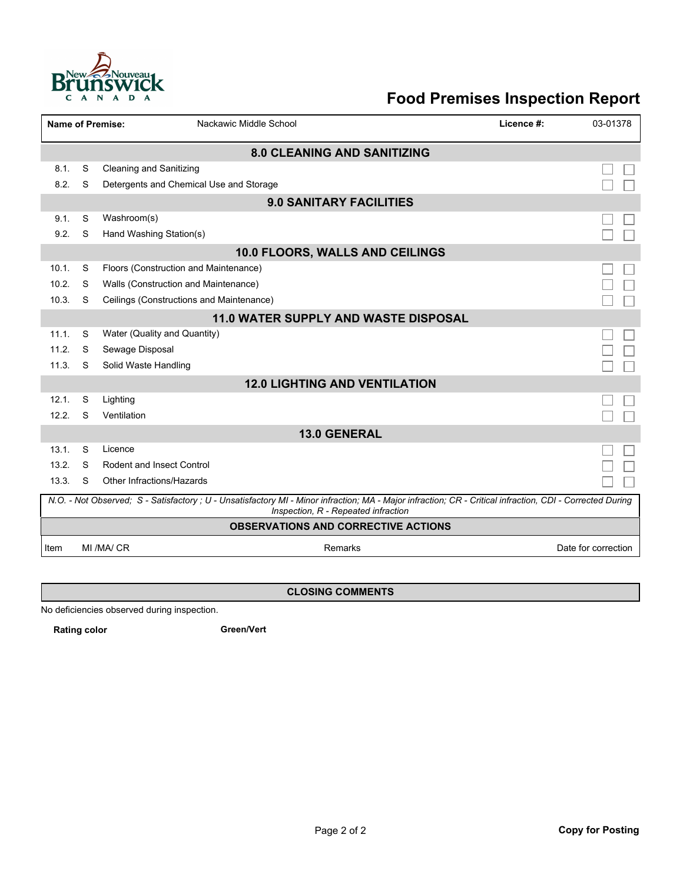# Food Premises Inspection Report

| **Name of Premise:** | Nackawic Middle School | **Licence #:** | 03-01378 |
|---|---|---|---|

## 8.0 CLEANING AND SANITIZING

| | | | | |
|---|---|---|---|---|
| 8.1. | S | Cleaning and Sanitizing | ☐ | ☐ |
| 8.2. | S | Detergents and Chemical Use and Storage | ☐ | ☐ |

## 9.0 SANITARY FACILITIES

| | | | | |
|---|---|---|---|---|
| 9.1. | S | Washroom(s) | ☐ | ☐ |
| 9.2. | S | Hand Washing Station(s) | ☐ | ☐ |

## 10.0 FLOORS, WALLS AND CEILINGS

| | | | | |
|---|---|---|---|---|
| 10.1. | S | Floors (Construction and Maintenance) | ☐ | ☐ |
| 10.2. | S | Walls (Construction and Maintenance) | ☐ | ☐ |
| 10.3. | S | Ceilings (Constructions and Maintenance) | ☐ | ☐ |

## 11.0 WATER SUPPLY AND WASTE DISPOSAL

| | | | | |
|---|---|---|---|---|
| 11.1. | S | Water (Quality and Quantity) | ☐ | ☐ |
| 11.2. | S | Sewage Disposal | ☐ | ☐ |
| 11.3. | S | Solid Waste Handling | ☐ | ☐ |

## 12.0 LIGHTING AND VENTILATION

| | | | | |
|---|---|---|---|---|
| 12.1. | S | Lighting | ☐ | ☐ |
| 12.2. | S | Ventilation | ☐ | ☐ |

## 13.0 GENERAL

| | | | | |
|---|---|---|---|---|
| 13.1. | S | Licence | ☐ | ☐ |
| 13.2. | S | Rodent and Insect Control | ☐ | ☐ |
| 13.3. | S | Other Infractions/Hazards | ☐ | ☐ |

*N.O. - Not Observed; S - Satisfactory ; U - Unsatisfactory MI - Minor infraction; MA - Major infraction; CR - Critical infraction, CDI - Corrected During Inspection, R - Repeated infraction*

## OBSERVATIONS AND CORRECTIVE ACTIONS

| Item | MI /MA/ CR | Remarks | Date for correction |
|---|---|---|---|

## CLOSING COMMENTS

No deficiencies observed during inspection.

**Rating color** **Green/Vert**

**Copy for Posting**